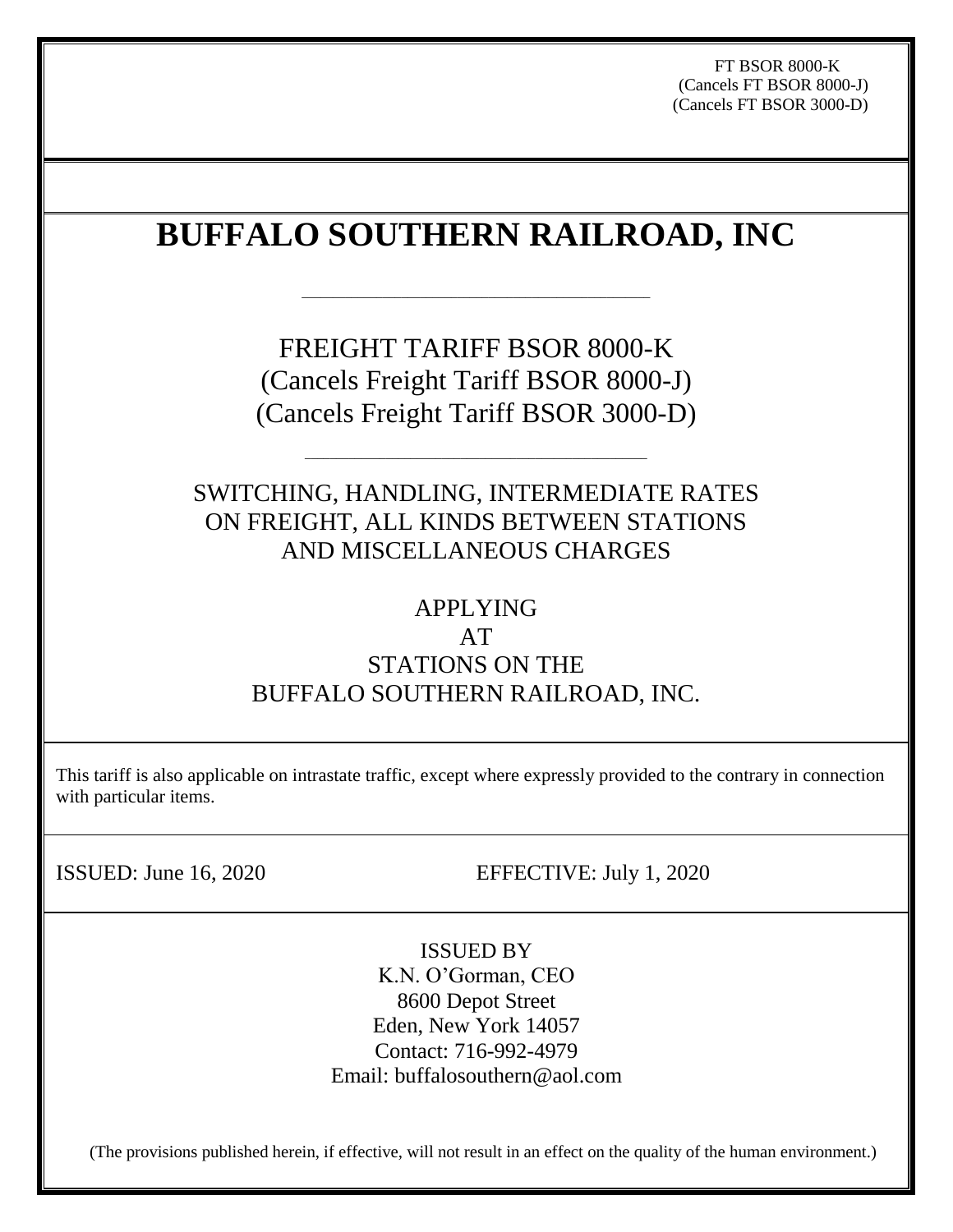FT BSOR 8000-K
(Cancels FT BSOR 8000-J)
(Cancels FT BSOR 3000-D)

# BUFFALO SOUTHERN RAILROAD, INC

FREIGHT TARIFF BSOR 8000-K
(Cancels Freight Tariff BSOR 8000-J)
(Cancels Freight Tariff BSOR 3000-D)

SWITCHING, HANDLING, INTERMEDIATE RATES
ON FREIGHT, ALL KINDS BETWEEN STATIONS
AND MISCELLANEOUS CHARGES

APPLYING
AT
STATIONS ON THE
BUFFALO SOUTHERN RAILROAD, INC.

This tariff is also applicable on intrastate traffic, except where expressly provided to the contrary in connection with particular items.

ISSUED: June 16, 2020 EFFECTIVE: July 1, 2020

ISSUED BY
K.N. O'Gorman, CEO
8600 Depot Street
Eden, New York 14057
Contact: 716-992-4979
Email: buffalosouthern@aol.com

(The provisions published herein, if effective, will not result in an effect on the quality of the human environment.)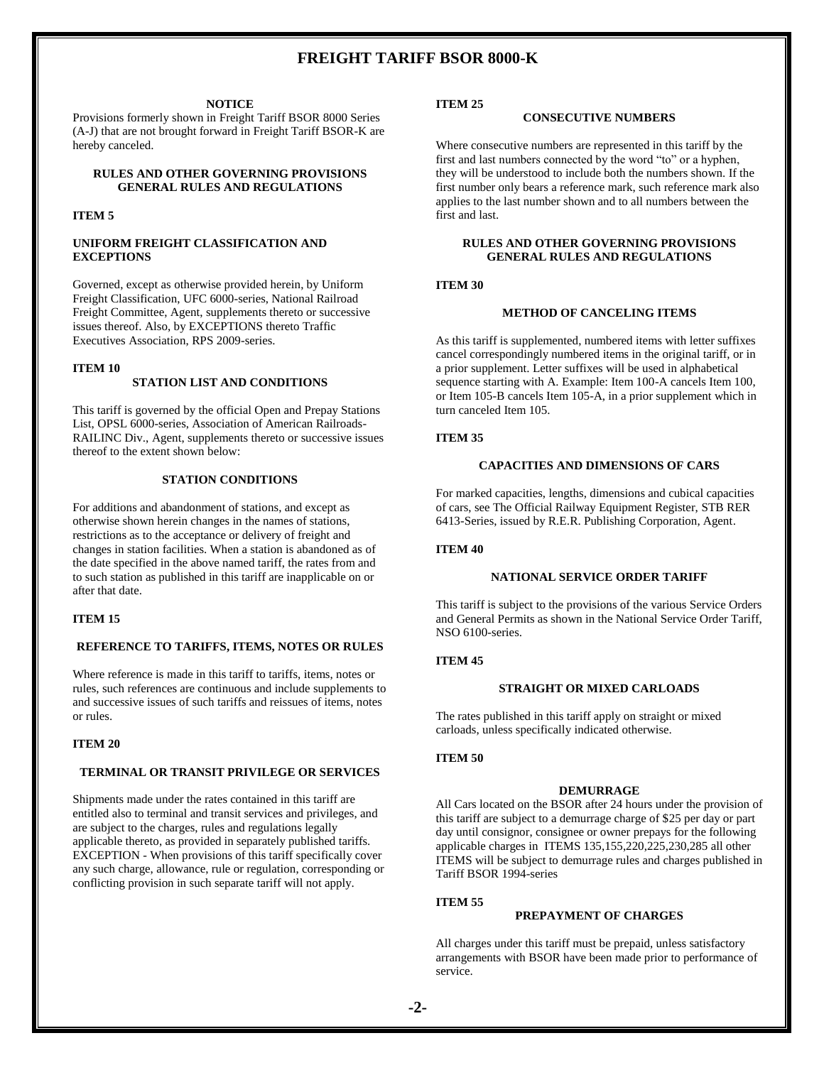# FREIGHT TARIFF BSOR 8000-K

**NOTICE**

Provisions formerly shown in Freight Tariff BSOR 8000 Series (A-J) that are not brought forward in Freight Tariff BSOR-K are hereby canceled.

## RULES AND OTHER GOVERNING PROVISIONS GENERAL RULES AND REGULATIONS

**ITEM 5**

**UNIFORM FREIGHT CLASSIFICATION AND EXCEPTIONS**

Governed, except as otherwise provided herein, by Uniform Freight Classification, UFC 6000-series, National Railroad Freight Committee, Agent, supplements thereto or successive issues thereof. Also, by EXCEPTIONS thereto Traffic Executives Association, RPS 2009-series.

**ITEM 10**

**STATION LIST AND CONDITIONS**

This tariff is governed by the official Open and Prepay Stations List, OPSL 6000-series, Association of American Railroads-RAILINC Div., Agent, supplements thereto or successive issues thereof to the extent shown below:

**STATION CONDITIONS**

For additions and abandonment of stations, and except as otherwise shown herein changes in the names of stations, restrictions as to the acceptance or delivery of freight and changes in station facilities. When a station is abandoned as of the date specified in the above named tariff, the rates from and to such station as published in this tariff are inapplicable on or after that date.

**ITEM 15**

**REFERENCE TO TARIFFS, ITEMS, NOTES OR RULES**

Where reference is made in this tariff to tariffs, items, notes or rules, such references are continuous and include supplements to and successive issues of such tariffs and reissues of items, notes or rules.

**ITEM 20**

**TERMINAL OR TRANSIT PRIVILEGE OR SERVICES**

Shipments made under the rates contained in this tariff are entitled also to terminal and transit services and privileges, and are subject to the charges, rules and regulations legally applicable thereto, as provided in separately published tariffs. EXCEPTION - When provisions of this tariff specifically cover any such charge, allowance, rule or regulation, corresponding or conflicting provision in such separate tariff will not apply.

**ITEM 25**

**CONSECUTIVE NUMBERS**

Where consecutive numbers are represented in this tariff by the first and last numbers connected by the word "to" or a hyphen, they will be understood to include both the numbers shown. If the first number only bears a reference mark, such reference mark also applies to the last number shown and to all numbers between the first and last.

## RULES AND OTHER GOVERNING PROVISIONS GENERAL RULES AND REGULATIONS

**ITEM 30**

**METHOD OF CANCELING ITEMS**

As this tariff is supplemented, numbered items with letter suffixes cancel correspondingly numbered items in the original tariff, or in a prior supplement. Letter suffixes will be used in alphabetical sequence starting with A. Example: Item 100-A cancels Item 100, or Item 105-B cancels Item 105-A, in a prior supplement which in turn canceled Item 105.

**ITEM 35**

**CAPACITIES AND DIMENSIONS OF CARS**

For marked capacities, lengths, dimensions and cubical capacities of cars, see The Official Railway Equipment Register, STB RER 6413-Series, issued by R.E.R. Publishing Corporation, Agent.

**ITEM 40**

**NATIONAL SERVICE ORDER TARIFF**

This tariff is subject to the provisions of the various Service Orders and General Permits as shown in the National Service Order Tariff, NSO 6100-series.

**ITEM 45**

**STRAIGHT OR MIXED CARLOADS**

The rates published in this tariff apply on straight or mixed carloads, unless specifically indicated otherwise.

**ITEM 50**

**DEMURRAGE**

All Cars located on the BSOR after 24 hours under the provision of this tariff are subject to a demurrage charge of $25 per day or part day until consignor, consignee or owner prepays for the following applicable charges in ITEMS 135,155,220,225,230,285 all other ITEMS will be subject to demurrage rules and charges published in Tariff BSOR 1994-series

**ITEM 55**

**PREPAYMENT OF CHARGES**

All charges under this tariff must be prepaid, unless satisfactory arrangements with BSOR have been made prior to performance of service.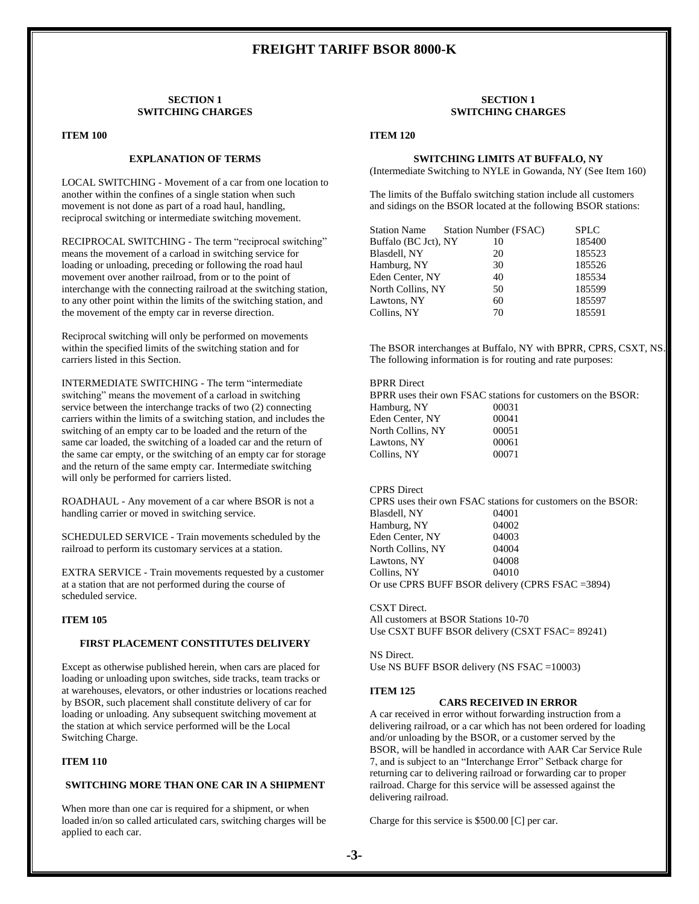# FREIGHT TARIFF BSOR 8000-K

## SECTION 1
## SWITCHING CHARGES

### ITEM 100

#### EXPLANATION OF TERMS

LOCAL SWITCHING - Movement of a car from one location to another within the confines of a single station when such movement is not done as part of a road haul, handling, reciprocal switching or intermediate switching movement.

RECIPROCAL SWITCHING - The term "reciprocal switching" means the movement of a carload in switching service for loading or unloading, preceding or following the road haul movement over another railroad, from or to the point of interchange with the connecting railroad at the switching station, to any other point within the limits of the switching station, and the movement of the empty car in reverse direction.

Reciprocal switching will only be performed on movements within the specified limits of the switching station and for carriers listed in this Section.

INTERMEDIATE SWITCHING - The term "intermediate switching" means the movement of a carload in switching service between the interchange tracks of two (2) connecting carriers within the limits of a switching station, and includes the switching of an empty car to be loaded and the return of the same car loaded, the switching of a loaded car and the return of the same car empty, or the switching of an empty car for storage and the return of the same empty car. Intermediate switching will only be performed for carriers listed.

ROADHAUL - Any movement of a car where BSOR is not a handling carrier or moved in switching service.

SCHEDULED SERVICE - Train movements scheduled by the railroad to perform its customary services at a station.

EXTRA SERVICE - Train movements requested by a customer at a station that are not performed during the course of scheduled service.

### ITEM 105

#### FIRST PLACEMENT CONSTITUTES DELIVERY

Except as otherwise published herein, when cars are placed for loading or unloading upon switches, side tracks, team tracks or at warehouses, elevators, or other industries or locations reached by BSOR, such placement shall constitute delivery of car for loading or unloading. Any subsequent switching movement at the station at which service performed will be the Local Switching Charge.

### ITEM 110

#### SWITCHING MORE THAN ONE CAR IN A SHIPMENT

When more than one car is required for a shipment, or when loaded in/on so called articulated cars, switching charges will be applied to each car.

## SECTION 1
## SWITCHING CHARGES

### ITEM 120

#### SWITCHING LIMITS AT BUFFALO, NY

(Intermediate Switching to NYLE in Gowanda, NY (See Item 160)

The limits of the Buffalo switching station include all customers and sidings on the BSOR located at the following BSOR stations:

| Station Name | Station Number (FSAC) | SPLC |
|---|---|---|
| Buffalo (BC Jct), NY | 10 | 185400 |
| Blasdell, NY | 20 | 185523 |
| Hamburg, NY | 30 | 185526 |
| Eden Center, NY | 40 | 185534 |
| North Collins, NY | 50 | 185599 |
| Lawtons, NY | 60 | 185597 |
| Collins, NY | 70 | 185591 |

The BSOR interchanges at Buffalo, NY with BPRR, CPRS, CSXT, NS. The following information is for routing and rate purposes:

BPRR Direct
BPRR uses their own FSAC stations for customers on the BSOR:

| | |
|---|---|
| Hamburg, NY | 00031 |
| Eden Center, NY | 00041 |
| North Collins, NY | 00051 |
| Lawtons, NY | 00061 |
| Collins, NY | 00071 |

CPRS Direct
CPRS uses their own FSAC stations for customers on the BSOR:

| | |
|---|---|
| Blasdell, NY | 04001 |
| Hamburg, NY | 04002 |
| Eden Center, NY | 04003 |
| North Collins, NY | 04004 |
| Lawtons, NY | 04008 |
| Collins, NY | 04010 |

Or use CPRS BUFF BSOR delivery (CPRS FSAC =3894)

CSXT Direct.
All customers at BSOR Stations 10-70
Use CSXT BUFF BSOR delivery (CSXT FSAC= 89241)

NS Direct.
Use NS BUFF BSOR delivery (NS FSAC =10003)

### ITEM 125

#### CARS RECEIVED IN ERROR

A car received in error without forwarding instruction from a delivering railroad, or a car which has not been ordered for loading and/or unloading by the BSOR, or a customer served by the BSOR, will be handled in accordance with AAR Car Service Rule 7, and is subject to an "Interchange Error" Setback charge for returning car to delivering railroad or forwarding car to proper railroad. Charge for this service will be assessed against the delivering railroad.

Charge for this service is $500.00 [C] per car.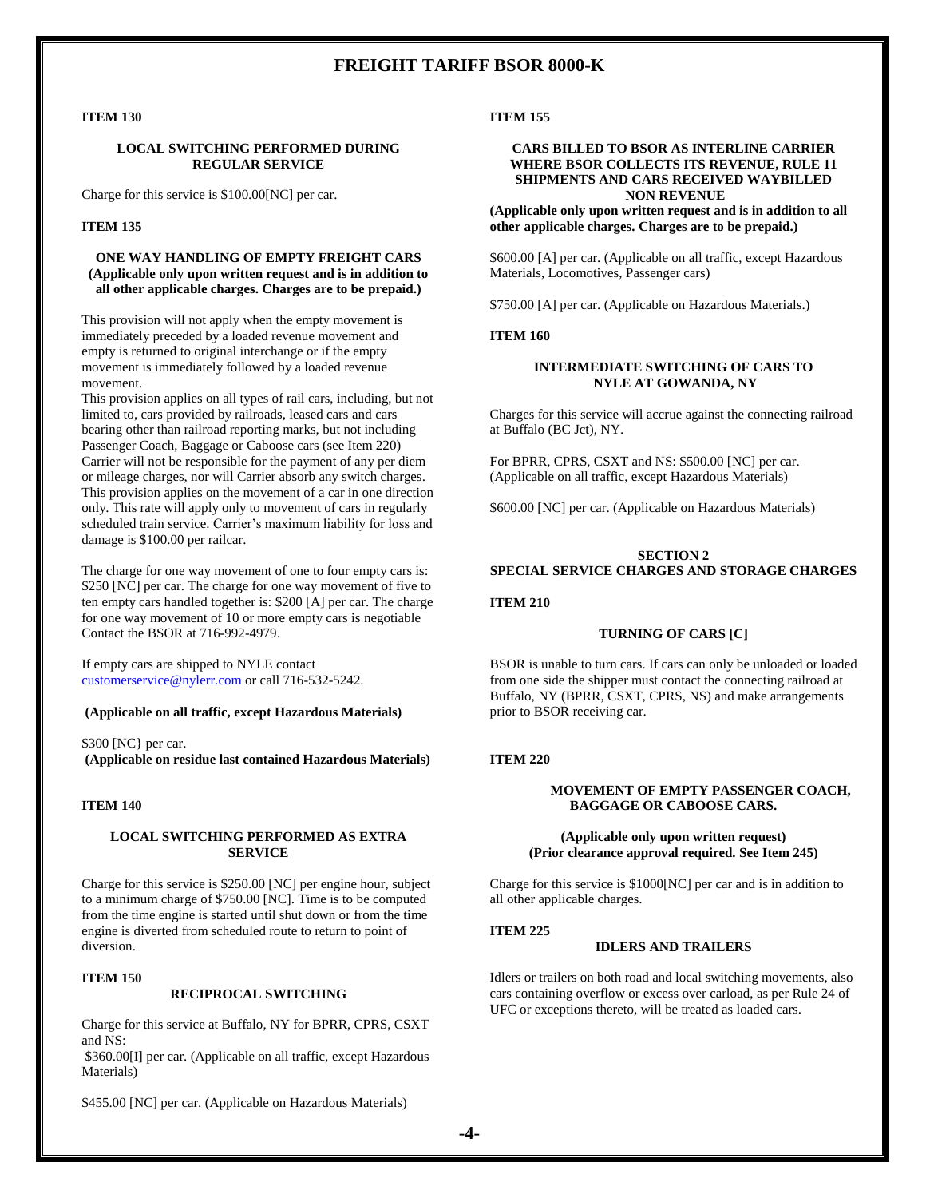# FREIGHT TARIFF BSOR 8000-K

**ITEM 130**

**LOCAL SWITCHING PERFORMED DURING REGULAR SERVICE**

Charge for this service is $100.00[NC] per car.

**ITEM 135**

**ONE WAY HANDLING OF EMPTY FREIGHT CARS (Applicable only upon written request and is in addition to all other applicable charges. Charges are to be prepaid.)**

This provision will not apply when the empty movement is immediately preceded by a loaded revenue movement and empty is returned to original interchange or if the empty movement is immediately followed by a loaded revenue movement.
This provision applies on all types of rail cars, including, but not limited to, cars provided by railroads, leased cars and cars bearing other than railroad reporting marks, but not including Passenger Coach, Baggage or Caboose cars (see Item 220) Carrier will not be responsible for the payment of any per diem or mileage charges, nor will Carrier absorb any switch charges. This provision applies on the movement of a car in one direction only. This rate will apply only to movement of cars in regularly scheduled train service. Carrier's maximum liability for loss and damage is $100.00 per railcar.

The charge for one way movement of one to four empty cars is: $250 [NC] per car. The charge for one way movement of five to ten empty cars handled together is: $200 [A] per car. The charge for one way movement of 10 or more empty cars is negotiable Contact the BSOR at 716-992-4979.

If empty cars are shipped to NYLE contact customerservice@nylerr.com or call 716-532-5242.

**(Applicable on all traffic, except Hazardous Materials)**

$300 [NC} per car.
**(Applicable on residue last contained Hazardous Materials)**

**ITEM 140**

**LOCAL SWITCHING PERFORMED AS EXTRA SERVICE**

Charge for this service is $250.00 [NC] per engine hour, subject to a minimum charge of $750.00 [NC]. Time is to be computed from the time engine is started until shut down or from the time engine is diverted from scheduled route to return to point of diversion.

**ITEM 150**

**RECIPROCAL SWITCHING**

Charge for this service at Buffalo, NY for BPRR, CPRS, CSXT and NS:
$360.00[I] per car. (Applicable on all traffic, except Hazardous Materials)

$455.00 [NC] per car. (Applicable on Hazardous Materials)

**ITEM 155**

**CARS BILLED TO BSOR AS INTERLINE CARRIER WHERE BSOR COLLECTS ITS REVENUE, RULE 11 SHIPMENTS AND CARS RECEIVED WAYBILLED NON REVENUE**
**(Applicable only upon written request and is in addition to all other applicable charges. Charges are to be prepaid.)**

$600.00 [A] per car. (Applicable on all traffic, except Hazardous Materials, Locomotives, Passenger cars)

$750.00 [A] per car. (Applicable on Hazardous Materials.)

**ITEM 160**

**INTERMEDIATE SWITCHING OF CARS TO NYLE AT GOWANDA, NY**

Charges for this service will accrue against the connecting railroad at Buffalo (BC Jct), NY.

For BPRR, CPRS, CSXT and NS: $500.00 [NC] per car. (Applicable on all traffic, except Hazardous Materials)

$600.00 [NC] per car. (Applicable on Hazardous Materials)

## SECTION 2
## SPECIAL SERVICE CHARGES AND STORAGE CHARGES

**ITEM 210**

**TURNING OF CARS [C]**

BSOR is unable to turn cars. If cars can only be unloaded or loaded from one side the shipper must contact the connecting railroad at Buffalo, NY (BPRR, CSXT, CPRS, NS) and make arrangements prior to BSOR receiving car.

**ITEM 220**

**MOVEMENT OF EMPTY PASSENGER COACH, BAGGAGE OR CABOOSE CARS.**

**(Applicable only upon written request)**
**(Prior clearance approval required. See Item 245)**

Charge for this service is $1000[NC] per car and is in addition to all other applicable charges.

**ITEM 225**

**IDLERS AND TRAILERS**

Idlers or trailers on both road and local switching movements, also cars containing overflow or excess over carload, as per Rule 24 of UFC or exceptions thereto, will be treated as loaded cars.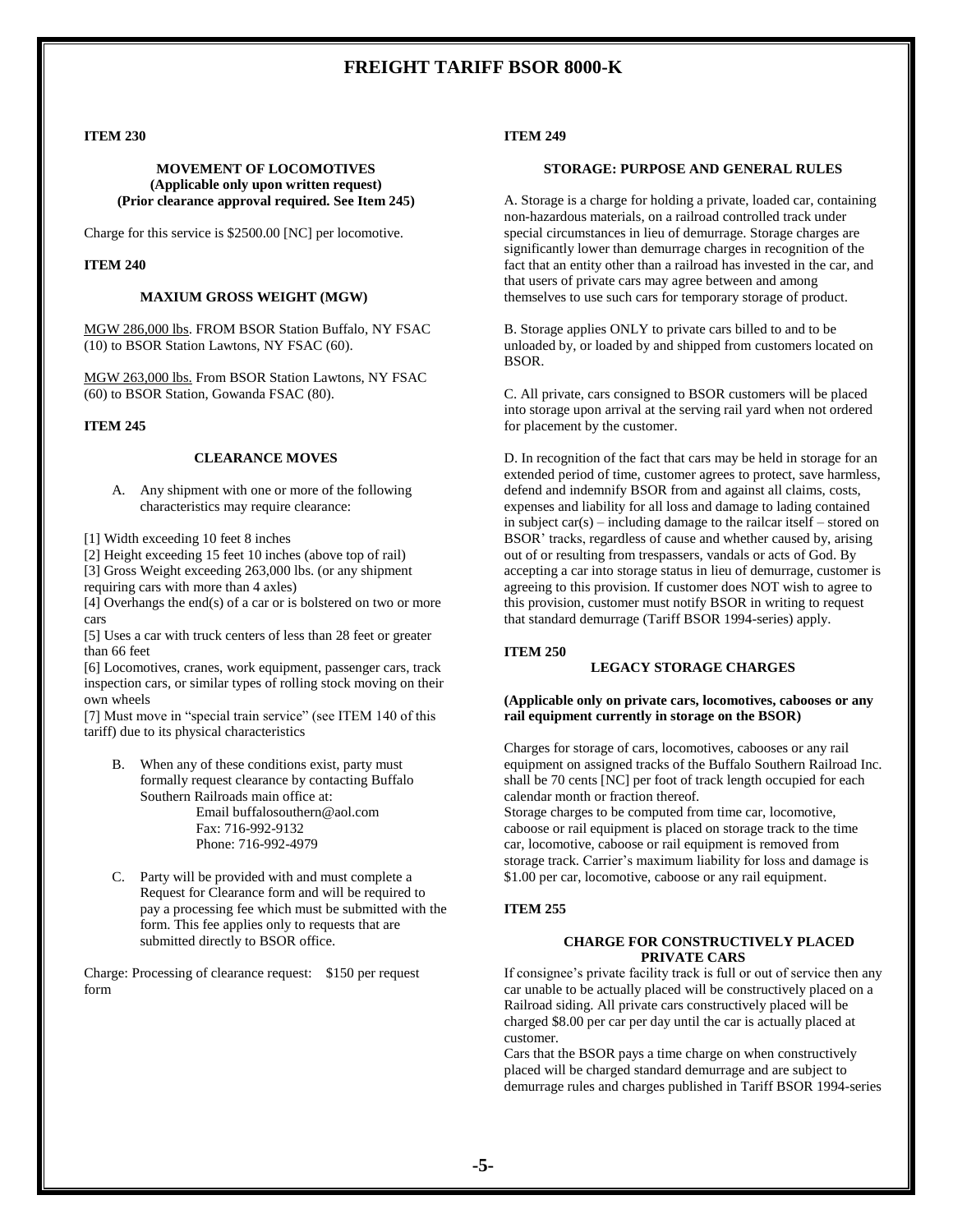# FREIGHT TARIFF BSOR 8000-K

**ITEM 230**

**MOVEMENT OF LOCOMOTIVES**
**(Applicable only upon written request)**
**(Prior clearance approval required. See Item 245)**

Charge for this service is $2500.00 [NC] per locomotive.

**ITEM 240**

**MAXIUM GROSS WEIGHT (MGW)**

MGW 286,000 lbs. FROM BSOR Station Buffalo, NY FSAC (10) to BSOR Station Lawtons, NY FSAC (60).

MGW 263,000 lbs. From BSOR Station Lawtons, NY FSAC (60) to BSOR Station, Gowanda FSAC (80).

**ITEM 245**

**CLEARANCE MOVES**

A. Any shipment with one or more of the following characteristics may require clearance:

[1] Width exceeding 10 feet 8 inches
[2] Height exceeding 15 feet 10 inches (above top of rail)
[3] Gross Weight exceeding 263,000 lbs. (or any shipment requiring cars with more than 4 axles)
[4] Overhangs the end(s) of a car or is bolstered on two or more cars
[5] Uses a car with truck centers of less than 28 feet or greater than 66 feet
[6] Locomotives, cranes, work equipment, passenger cars, track inspection cars, or similar types of rolling stock moving on their own wheels
[7] Must move in "special train service" (see ITEM 140 of this tariff) due to its physical characteristics

B. When any of these conditions exist, party must formally request clearance by contacting Buffalo Southern Railroads main office at:
Email buffalosouthern@aol.com
Fax: 716-992-9132
Phone: 716-992-4979

C. Party will be provided with and must complete a Request for Clearance form and will be required to pay a processing fee which must be submitted with the form. This fee applies only to requests that are submitted directly to BSOR office.

Charge: Processing of clearance request: $150 per request form

**ITEM 249**

**STORAGE: PURPOSE AND GENERAL RULES**

A. Storage is a charge for holding a private, loaded car, containing non-hazardous materials, on a railroad controlled track under special circumstances in lieu of demurrage. Storage charges are significantly lower than demurrage charges in recognition of the fact that an entity other than a railroad has invested in the car, and that users of private cars may agree between and among themselves to use such cars for temporary storage of product.

B. Storage applies ONLY to private cars billed to and to be unloaded by, or loaded by and shipped from customers located on BSOR.

C. All private, cars consigned to BSOR customers will be placed into storage upon arrival at the serving rail yard when not ordered for placement by the customer.

D. In recognition of the fact that cars may be held in storage for an extended period of time, customer agrees to protect, save harmless, defend and indemnify BSOR from and against all claims, costs, expenses and liability for all loss and damage to lading contained in subject car(s) – including damage to the railcar itself – stored on BSOR' tracks, regardless of cause and whether caused by, arising out of or resulting from trespassers, vandals or acts of God. By accepting a car into storage status in lieu of demurrage, customer is agreeing to this provision. If customer does NOT wish to agree to this provision, customer must notify BSOR in writing to request that standard demurrage (Tariff BSOR 1994-series) apply.

**ITEM 250**

**LEGACY STORAGE CHARGES**

**(Applicable only on private cars, locomotives, cabooses or any rail equipment currently in storage on the BSOR)**

Charges for storage of cars, locomotives, cabooses or any rail equipment on assigned tracks of the Buffalo Southern Railroad Inc. shall be 70 cents [NC] per foot of track length occupied for each calendar month or fraction thereof.
Storage charges to be computed from time car, locomotive, caboose or rail equipment is placed on storage track to the time car, locomotive, caboose or rail equipment is removed from storage track. Carrier's maximum liability for loss and damage is $1.00 per car, locomotive, caboose or any rail equipment.

**ITEM 255**

**CHARGE FOR CONSTRUCTIVELY PLACED PRIVATE CARS**

If consignee's private facility track is full or out of service then any car unable to be actually placed will be constructively placed on a Railroad siding. All private cars constructively placed will be charged $8.00 per car per day until the car is actually placed at customer.
Cars that the BSOR pays a time charge on when constructively placed will be charged standard demurrage and are subject to demurrage rules and charges published in Tariff BSOR 1994-series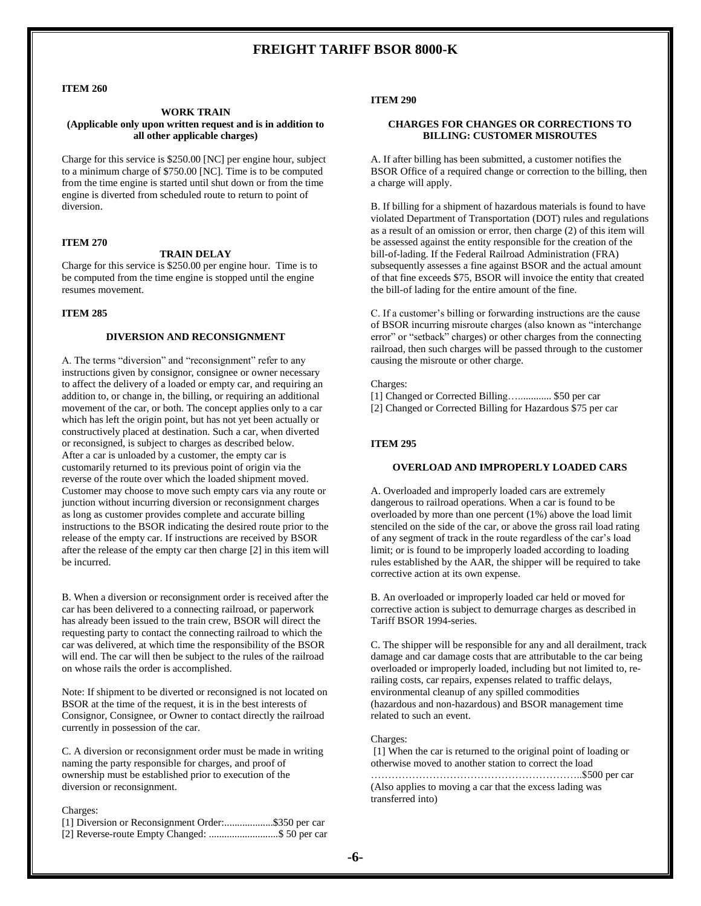# FREIGHT TARIFF BSOR 8000-K

**ITEM 260**

**WORK TRAIN**
**(Applicable only upon written request and is in addition to all other applicable charges)**

Charge for this service is $250.00 [NC] per engine hour, subject to a minimum charge of $750.00 [NC]. Time is to be computed from the time engine is started until shut down or from the time engine is diverted from scheduled route to return to point of diversion.

**ITEM 270**

**TRAIN DELAY**

Charge for this service is $250.00 per engine hour. Time is to be computed from the time engine is stopped until the engine resumes movement.

**ITEM 285**

**DIVERSION AND RECONSIGNMENT**

A. The terms "diversion" and "reconsignment" refer to any instructions given by consignor, consignee or owner necessary to affect the delivery of a loaded or empty car, and requiring an addition to, or change in, the billing, or requiring an additional movement of the car, or both. The concept applies only to a car which has left the origin point, but has not yet been actually or constructively placed at destination. Such a car, when diverted or reconsigned, is subject to charges as described below. After a car is unloaded by a customer, the empty car is customarily returned to its previous point of origin via the reverse of the route over which the loaded shipment moved. Customer may choose to move such empty cars via any route or junction without incurring diversion or reconsignment charges as long as customer provides complete and accurate billing instructions to the BSOR indicating the desired route prior to the release of the empty car. If instructions are received by BSOR after the release of the empty car then charge [2] in this item will be incurred.

B. When a diversion or reconsignment order is received after the car has been delivered to a connecting railroad, or paperwork has already been issued to the train crew, BSOR will direct the requesting party to contact the connecting railroad to which the car was delivered, at which time the responsibility of the BSOR will end. The car will then be subject to the rules of the railroad on whose rails the order is accomplished.

Note: If shipment to be diverted or reconsigned is not located on BSOR at the time of the request, it is in the best interests of Consignor, Consignee, or Owner to contact directly the railroad currently in possession of the car.

C. A diversion or reconsignment order must be made in writing naming the party responsible for charges, and proof of ownership must be established prior to execution of the diversion or reconsignment.

Charges:
[1] Diversion or Reconsignment Order:...................$350 per car
[2] Reverse-route Empty Changed: ...........................$ 50 per car

**ITEM 290**

**CHARGES FOR CHANGES OR CORRECTIONS TO BILLING: CUSTOMER MISROUTES**

A. If after billing has been submitted, a customer notifies the BSOR Office of a required change or correction to the billing, then a charge will apply.

B. If billing for a shipment of hazardous materials is found to have violated Department of Transportation (DOT) rules and regulations as a result of an omission or error, then charge (2) of this item will be assessed against the entity responsible for the creation of the bill-of-lading. If the Federal Railroad Administration (FRA) subsequently assesses a fine against BSOR and the actual amount of that fine exceeds $75, BSOR will invoice the entity that created the bill-of lading for the entire amount of the fine.

C. If a customer's billing or forwarding instructions are the cause of BSOR incurring misroute charges (also known as "interchange error" or "setback" charges) or other charges from the connecting railroad, then such charges will be passed through to the customer causing the misroute or other charge.

Charges:
[1] Changed or Corrected Billing…............. $50 per car
[2] Changed or Corrected Billing for Hazardous $75 per car

**ITEM 295**

**OVERLOAD AND IMPROPERLY LOADED CARS**

A. Overloaded and improperly loaded cars are extremely dangerous to railroad operations. When a car is found to be overloaded by more than one percent (1%) above the load limit stenciled on the side of the car, or above the gross rail load rating of any segment of track in the route regardless of the car's load limit; or is found to be improperly loaded according to loading rules established by the AAR, the shipper will be required to take corrective action at its own expense.

B. An overloaded or improperly loaded car held or moved for corrective action is subject to demurrage charges as described in Tariff BSOR 1994-series.

C. The shipper will be responsible for any and all derailment, track damage and car damage costs that are attributable to the car being overloaded or improperly loaded, including but not limited to, re-railing costs, car repairs, expenses related to traffic delays, environmental cleanup of any spilled commodities (hazardous and non-hazardous) and BSOR management time related to such an event.

Charges:
[1] When the car is returned to the original point of loading or otherwise moved to another station to correct the load ……………………………………………………..$500 per car
(Also applies to moving a car that the excess lading was transferred into)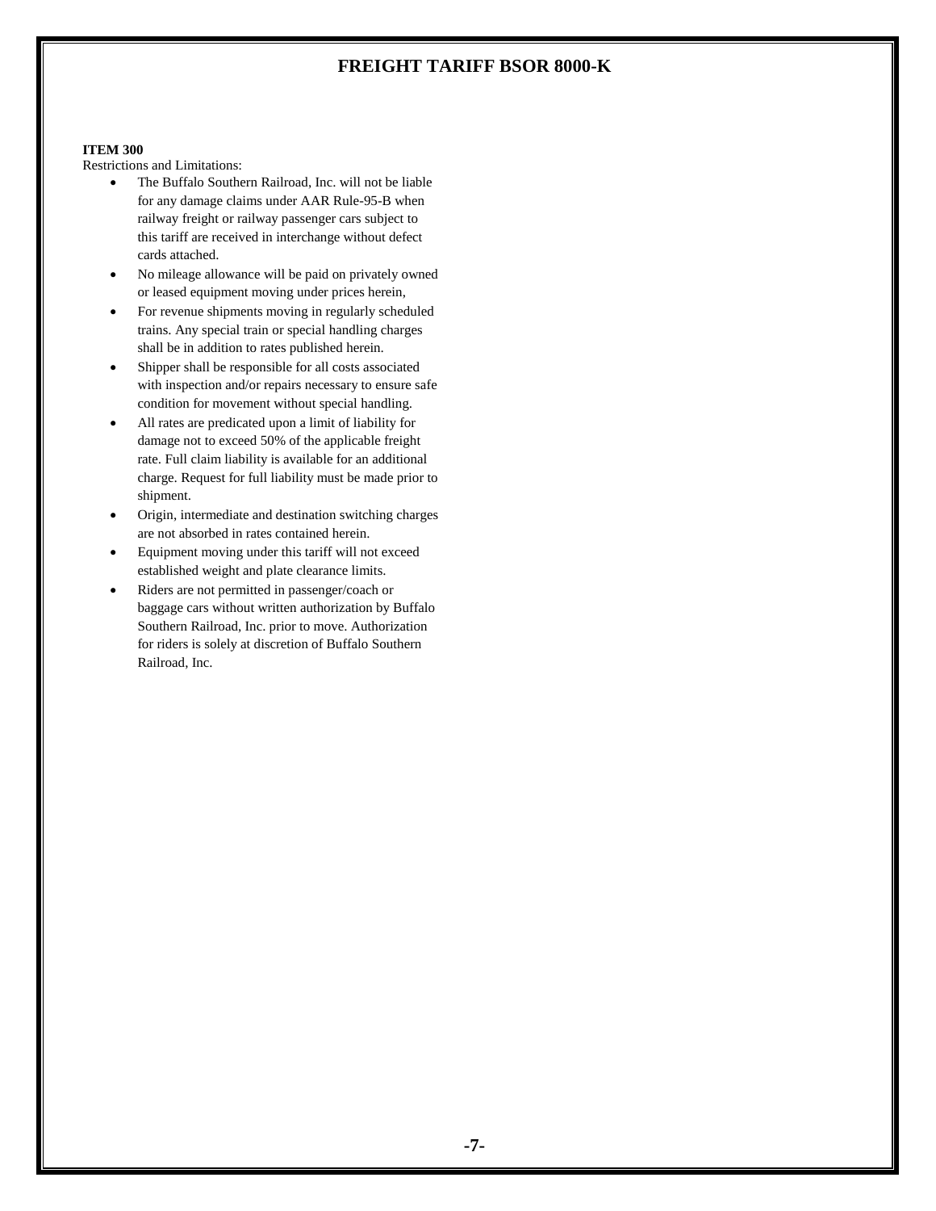**ITEM 300**

Restrictions and Limitations:

- The Buffalo Southern Railroad, Inc. will not be liable for any damage claims under AAR Rule-95-B when railway freight or railway passenger cars subject to this tariff are received in interchange without defect cards attached.
- No mileage allowance will be paid on privately owned or leased equipment moving under prices herein,
- For revenue shipments moving in regularly scheduled trains. Any special train or special handling charges shall be in addition to rates published herein.
- Shipper shall be responsible for all costs associated with inspection and/or repairs necessary to ensure safe condition for movement without special handling.
- All rates are predicated upon a limit of liability for damage not to exceed 50% of the applicable freight rate. Full claim liability is available for an additional charge. Request for full liability must be made prior to shipment.
- Origin, intermediate and destination switching charges are not absorbed in rates contained herein.
- Equipment moving under this tariff will not exceed established weight and plate clearance limits.
- Riders are not permitted in passenger/coach or baggage cars without written authorization by Buffalo Southern Railroad, Inc. prior to move. Authorization for riders is solely at discretion of Buffalo Southern Railroad, Inc.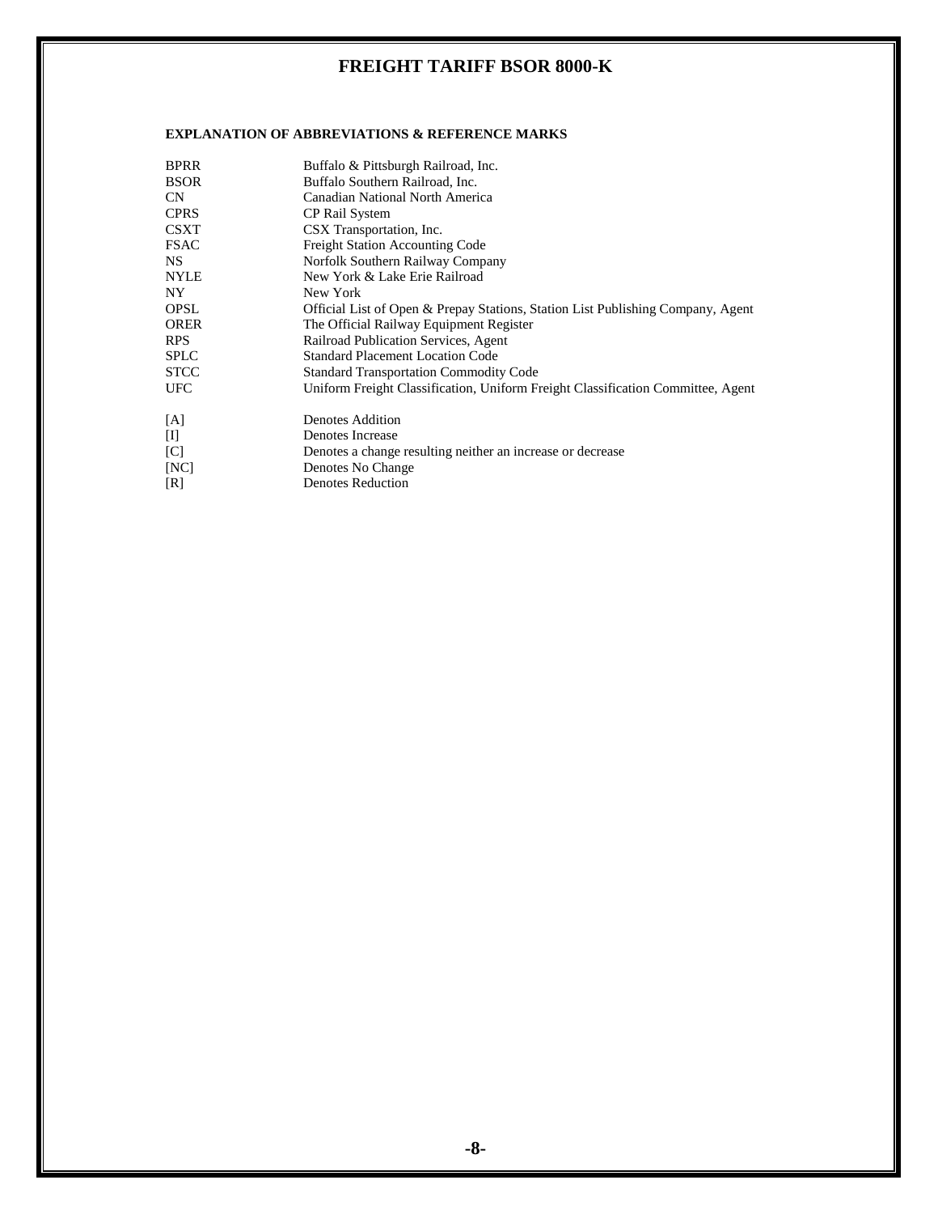# FREIGHT TARIFF BSOR 8000-K

**EXPLANATION OF ABBREVIATIONS & REFERENCE MARKS**

| | |
|---|---|
| BPRR | Buffalo & Pittsburgh Railroad, Inc. |
| BSOR | Buffalo Southern Railroad, Inc. |
| CN | Canadian National North America |
| CPRS | CP Rail System |
| CSXT | CSX Transportation, Inc. |
| FSAC | Freight Station Accounting Code |
| NS | Norfolk Southern Railway Company |
| NYLE | New York & Lake Erie Railroad |
| NY | New York |
| OPSL | Official List of Open & Prepay Stations, Station List Publishing Company, Agent |
| ORER | The Official Railway Equipment Register |
| RPS | Railroad Publication Services, Agent |
| SPLC | Standard Placement Location Code |
| STCC | Standard Transportation Commodity Code |
| UFC | Uniform Freight Classification, Uniform Freight Classification Committee, Agent |

| | |
|---|---|
| [A] | Denotes Addition |
| [I] | Denotes Increase |
| [C] | Denotes a change resulting neither an increase or decrease |
| [NC] | Denotes No Change |
| [R] | Denotes Reduction |